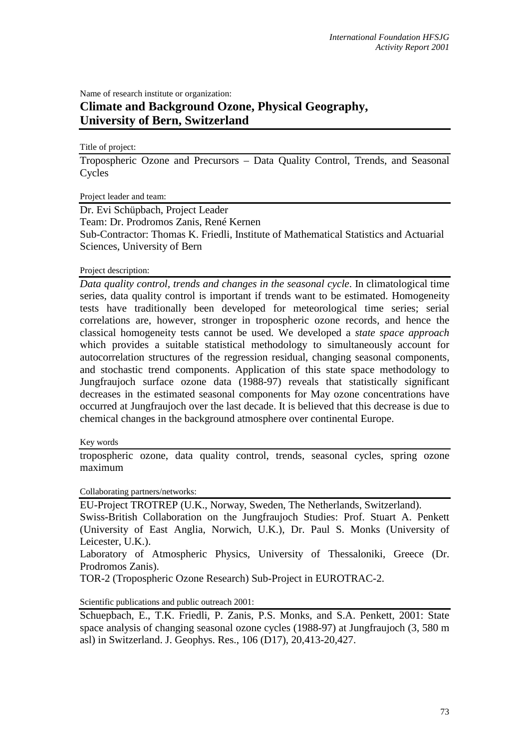Name of research institute or organization:

# Climate and Background Ozone, Physical Geography, University of Bern, Switzerland

Title of project:

Tropospheric Ozone and Precursors – Data Quality Control, Trends, and Seasonal Cycles

Project leader and team:

Dr. Evi Schüpbach, Project Leader
Team: Dr. Prodromos Zanis, René Kernen
Sub-Contractor: Thomas K. Friedli, Institute of Mathematical Statistics and Actuarial Sciences, University of Bern

Project description:

*Data quality control, trends and changes in the seasonal cycle*. In climatological time series, data quality control is important if trends want to be estimated. Homogeneity tests have traditionally been developed for meteorological time series; serial correlations are, however, stronger in tropospheric ozone records, and hence the classical homogeneity tests cannot be used. We developed a *state space approach* which provides a suitable statistical methodology to simultaneously account for autocorrelation structures of the regression residual, changing seasonal components, and stochastic trend components. Application of this state space methodology to Jungfraujoch surface ozone data (1988-97) reveals that statistically significant decreases in the estimated seasonal components for May ozone concentrations have occurred at Jungfraujoch over the last decade. It is believed that this decrease is due to chemical changes in the background atmosphere over continental Europe.

Key words

tropospheric ozone, data quality control, trends, seasonal cycles, spring ozone maximum

Collaborating partners/networks:

EU-Project TROTREP (U.K., Norway, Sweden, The Netherlands, Switzerland).
Swiss-British Collaboration on the Jungfraujoch Studies: Prof. Stuart A. Penkett (University of East Anglia, Norwich, U.K.), Dr. Paul S. Monks (University of Leicester, U.K.).
Laboratory of Atmospheric Physics, University of Thessaloniki, Greece (Dr. Prodromos Zanis).
TOR-2 (Tropospheric Ozone Research) Sub-Project in EUROTRAC-2.

Scientific publications and public outreach 2001:

Schuepbach, E., T.K. Friedli, P. Zanis, P.S. Monks, and S.A. Penkett, 2001: State space analysis of changing seasonal ozone cycles (1988-97) at Jungfraujoch (3, 580 m asl) in Switzerland. J. Geophys. Res., 106 (D17), 20,413-20,427.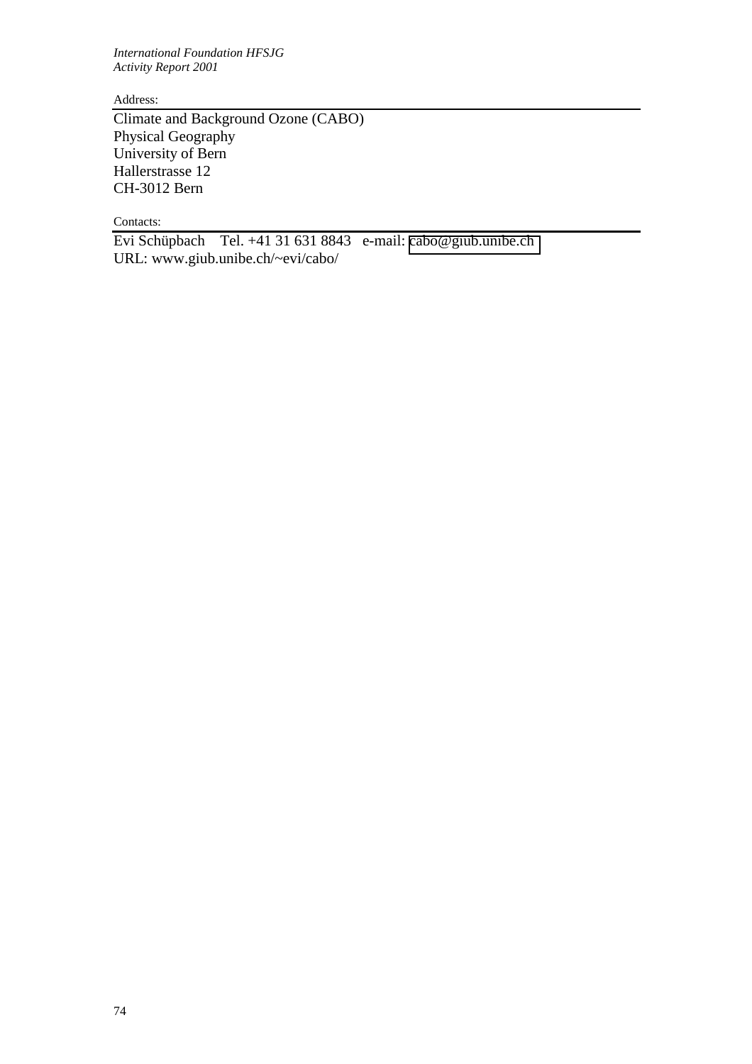Address:

Climate and Background Ozone (CABO)
Physical Geography
University of Bern
Hallerstrasse 12
CH-3012 Bern

Contacts:

Evi Schüpbach Tel. +41 31 631 8843 e-mail: cabo@giub.unibe.ch
URL: www.giub.unibe.ch/~evi/cabo/